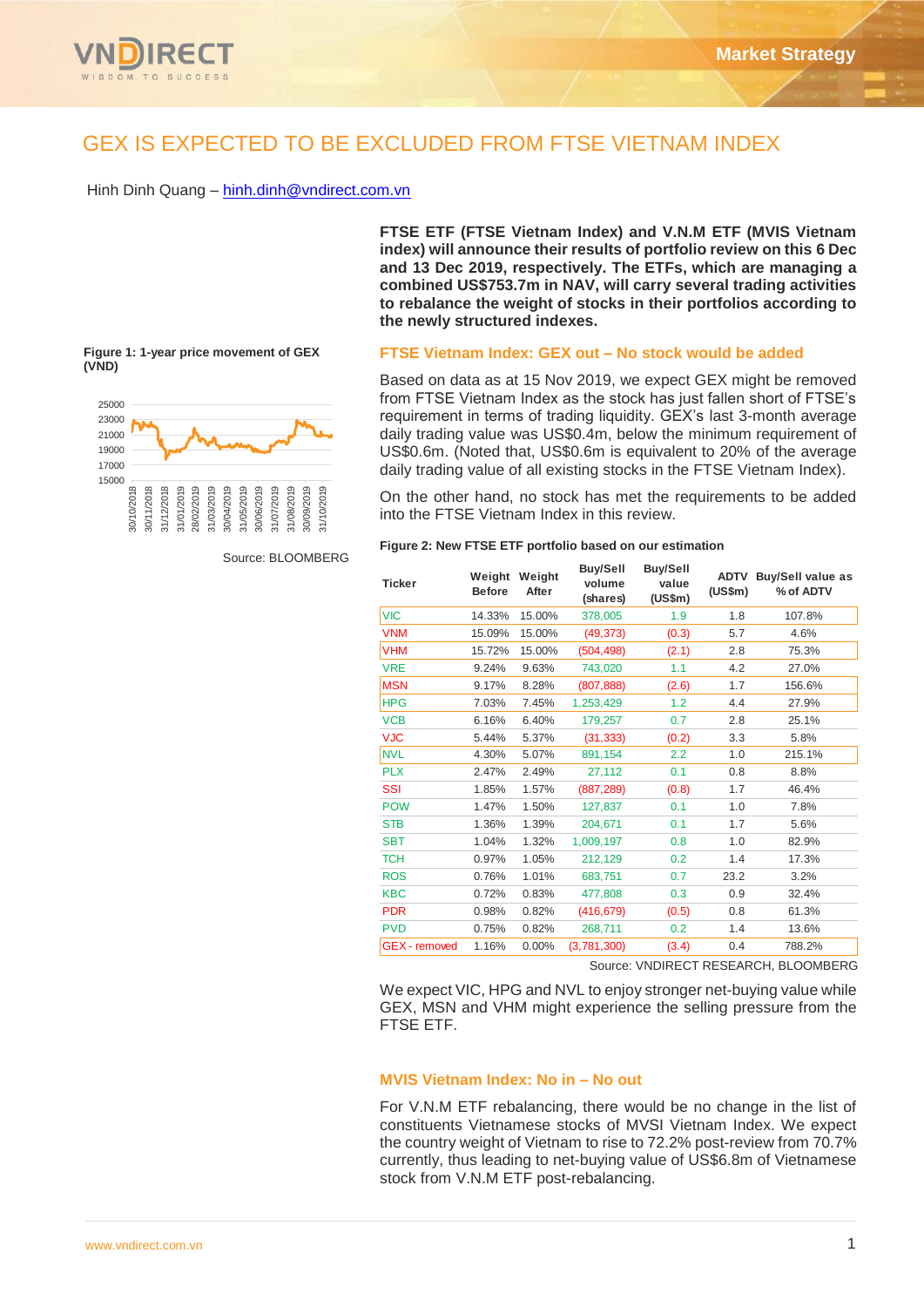# GEX IS EXPECTED TO BE EXCLUDED FROM FTSE VIETNAM INDEX

Hinh Dinh Quang – hinh.dinh@vndirect.com.vn

**FTSE ETF (FTSE Vietnam Index) and V.N.M ETF (MVIS Vietnam index) will announce their results of portfolio review on this 6 Dec and 13 Dec 2019, respectively. The ETFs, which are managing a combined US$753.7m in NAV, will carry several trading activities to rebalance the weight of stocks in their portfolios according to the newly structured indexes.**

**Figure 1: 1-year price movement of GEX (VND)**

Source: BLOOMBERG

## FTSE Vietnam Index: GEX out – No stock would be added

Based on data as at 15 Nov 2019, we expect GEX might be removed from FTSE Vietnam Index as the stock has just fallen short of FTSE's requirement in terms of trading liquidity. GEX's last 3-month average daily trading value was US$0.4m, below the minimum requirement of US$0.6m. (Noted that, US$0.6m is equivalent to 20% of the average daily trading value of all existing stocks in the FTSE Vietnam Index).

On the other hand, no stock has met the requirements to be added into the FTSE Vietnam Index in this review.

**Figure 2: New FTSE ETF portfolio based on our estimation**

| Ticker | Weight Before | Weight After | Buy/Sell volume (shares) | Buy/Sell value (US$m) | ADTV (US$m) | Buy/Sell value as % of ADTV |
|---|---|---|---|---|---|---|
| VIC | 14.33% | 15.00% | 378,005 | 1.9 | 1.8 | 107.8% |
| VNM | 15.09% | 15.00% | (49,373) | (0.3) | 5.7 | 4.6% |
| VHM | 15.72% | 15.00% | (504,498) | (2.1) | 2.8 | 75.3% |
| VRE | 9.24% | 9.63% | 743,020 | 1.1 | 4.2 | 27.0% |
| MSN | 9.17% | 8.28% | (807,888) | (2.6) | 1.7 | 156.6% |
| HPG | 7.03% | 7.45% | 1,253,429 | 1.2 | 4.4 | 27.9% |
| VCB | 6.16% | 6.40% | 179,257 | 0.7 | 2.8 | 25.1% |
| VJC | 5.44% | 5.37% | (31,333) | (0.2) | 3.3 | 5.8% |
| NVL | 4.30% | 5.07% | 891,154 | 2.2 | 1.0 | 215.1% |
| PLX | 2.47% | 2.49% | 27,112 | 0.1 | 0.8 | 8.8% |
| SSI | 1.85% | 1.57% | (887,289) | (0.8) | 1.7 | 46.4% |
| POW | 1.47% | 1.50% | 127,837 | 0.1 | 1.0 | 7.8% |
| STB | 1.36% | 1.39% | 204,671 | 0.1 | 1.7 | 5.6% |
| SBT | 1.04% | 1.32% | 1,009,197 | 0.8 | 1.0 | 82.9% |
| TCH | 0.97% | 1.05% | 212,129 | 0.2 | 1.4 | 17.3% |
| ROS | 0.76% | 1.01% | 683,751 | 0.7 | 23.2 | 3.2% |
| KBC | 0.72% | 0.83% | 477,808 | 0.3 | 0.9 | 32.4% |
| PDR | 0.98% | 0.82% | (416,679) | (0.5) | 0.8 | 61.3% |
| PVD | 0.75% | 0.82% | 268,711 | 0.2 | 1.4 | 13.6% |
| GEX - removed | 1.16% | 0.00% | (3,781,300) | (3.4) | 0.4 | 788.2% |

Source: VNDIRECT RESEARCH, BLOOMBERG

We expect VIC, HPG and NVL to enjoy stronger net-buying value while GEX, MSN and VHM might experience the selling pressure from the FTSE ETF.

## MVIS Vietnam Index: No in – No out

For V.N.M ETF rebalancing, there would be no change in the list of constituents Vietnamese stocks of MVSI Vietnam Index. We expect the country weight of Vietnam to rise to 72.2% post-review from 70.7% currently, thus leading to net-buying value of US$6.8m of Vietnamese stock from V.N.M ETF post-rebalancing.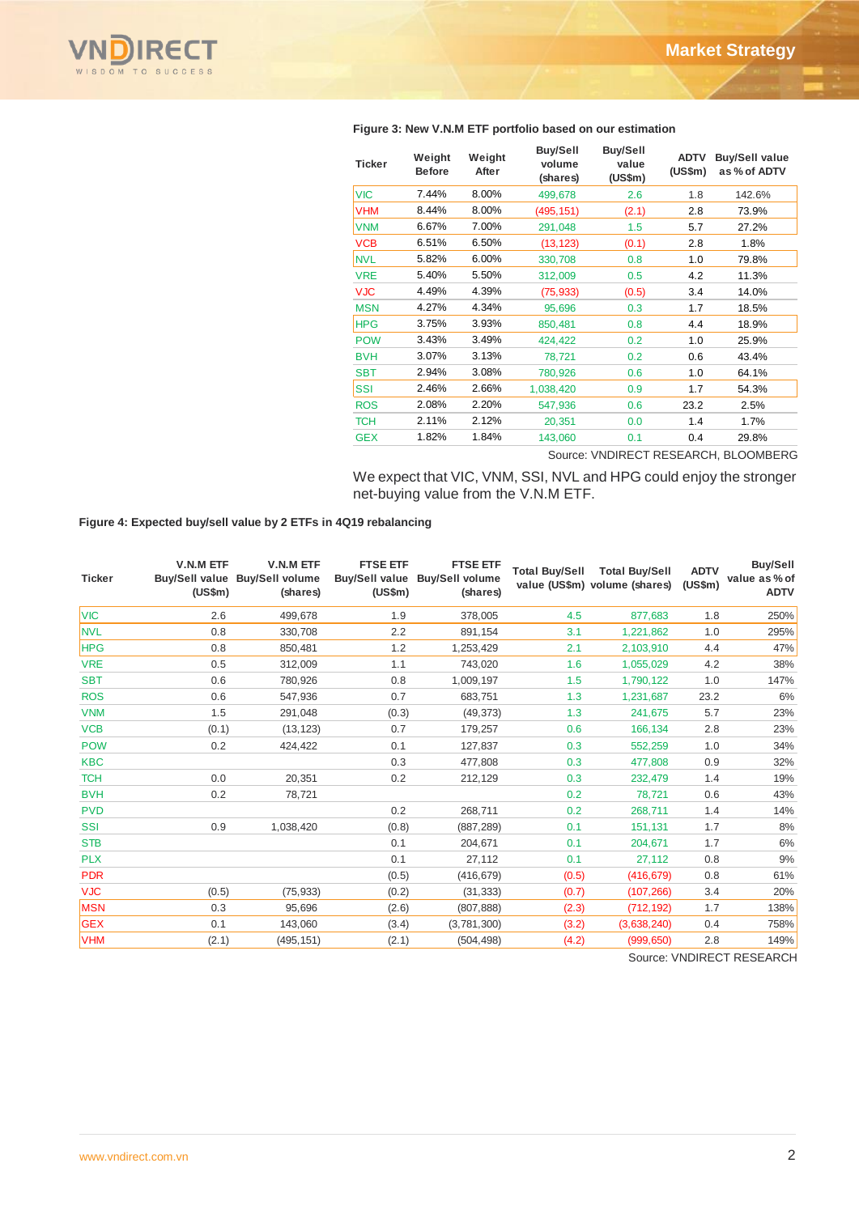**Figure 3: New V.N.M ETF portfolio based on our estimation**

| Ticker | Weight Before | Weight After | Buy/Sell volume (shares) | Buy/Sell value (US$m) | ADTV (US$m) | Buy/Sell value as % of ADTV |
|---|---|---|---|---|---|---|
| VIC | 7.44% | 8.00% | 499,678 | 2.6 | 1.8 | 142.6% |
| VHM | 8.44% | 8.00% | (495,151) | (2.1) | 2.8 | 73.9% |
| VNM | 6.67% | 7.00% | 291,048 | 1.5 | 5.7 | 27.2% |
| VCB | 6.51% | 6.50% | (13,123) | (0.1) | 2.8 | 1.8% |
| NVL | 5.82% | 6.00% | 330,708 | 0.8 | 1.0 | 79.8% |
| VRE | 5.40% | 5.50% | 312,009 | 0.5 | 4.2 | 11.3% |
| VJC | 4.49% | 4.39% | (75,933) | (0.5) | 3.4 | 14.0% |
| MSN | 4.27% | 4.34% | 95,696 | 0.3 | 1.7 | 18.5% |
| HPG | 3.75% | 3.93% | 850,481 | 0.8 | 4.4 | 18.9% |
| POW | 3.43% | 3.49% | 424,422 | 0.2 | 1.0 | 25.9% |
| BVH | 3.07% | 3.13% | 78,721 | 0.2 | 0.6 | 43.4% |
| SBT | 2.94% | 3.08% | 780,926 | 0.6 | 1.0 | 64.1% |
| SSI | 2.46% | 2.66% | 1,038,420 | 0.9 | 1.7 | 54.3% |
| ROS | 2.08% | 2.20% | 547,936 | 0.6 | 23.2 | 2.5% |
| TCH | 2.11% | 2.12% | 20,351 | 0.0 | 1.4 | 1.7% |
| GEX | 1.82% | 1.84% | 143,060 | 0.1 | 0.4 | 29.8% |

Source: VNDIRECT RESEARCH, BLOOMBERG

We expect that VIC, VNM, SSI, NVL and HPG could enjoy the stronger net-buying value from the V.N.M ETF.

**Figure 4: Expected buy/sell value by 2 ETFs in 4Q19 rebalancing**

| Ticker | V.N.M ETF Buy/Sell value (US$m) | V.N.M ETF Buy/Sell volume (shares) | FTSE ETF Buy/Sell value (US$m) | FTSE ETF Buy/Sell volume (shares) | Total Buy/Sell value (US$m) | Total Buy/Sell volume (shares) | ADTV (US$m) | Buy/Sell value as % of ADTV |
|---|---|---|---|---|---|---|---|---|
| VIC | 2.6 | 499,678 | 1.9 | 378,005 | 4.5 | 877,683 | 1.8 | 250% |
| NVL | 0.8 | 330,708 | 2.2 | 891,154 | 3.1 | 1,221,862 | 1.0 | 295% |
| HPG | 0.8 | 850,481 | 1.2 | 1,253,429 | 2.1 | 2,103,910 | 4.4 | 47% |
| VRE | 0.5 | 312,009 | 1.1 | 743,020 | 1.6 | 1,055,029 | 4.2 | 38% |
| SBT | 0.6 | 780,926 | 0.8 | 1,009,197 | 1.5 | 1,790,122 | 1.0 | 147% |
| ROS | 0.6 | 547,936 | 0.7 | 683,751 | 1.3 | 1,231,687 | 23.2 | 6% |
| VNM | 1.5 | 291,048 | (0.3) | (49,373) | 1.3 | 241,675 | 5.7 | 23% |
| VCB | (0.1) | (13,123) | 0.7 | 179,257 | 0.6 | 166,134 | 2.8 | 23% |
| POW | 0.2 | 424,422 | 0.1 | 127,837 | 0.3 | 552,259 | 1.0 | 34% |
| KBC | | | 0.3 | 477,808 | 0.3 | 477,808 | 0.9 | 32% |
| TCH | 0.0 | 20,351 | 0.2 | 212,129 | 0.3 | 232,479 | 1.4 | 19% |
| BVH | 0.2 | 78,721 | | | 0.2 | 78,721 | 0.6 | 43% |
| PVD | | | 0.2 | 268,711 | 0.2 | 268,711 | 1.4 | 14% |
| SSI | 0.9 | 1,038,420 | (0.8) | (887,289) | 0.1 | 151,131 | 1.7 | 8% |
| STB | | | 0.1 | 204,671 | 0.1 | 204,671 | 1.7 | 6% |
| PLX | | | 0.1 | 27,112 | 0.1 | 27,112 | 0.8 | 9% |
| PDR | | | (0.5) | (416,679) | (0.5) | (416,679) | 0.8 | 61% |
| VJC | (0.5) | (75,933) | (0.2) | (31,333) | (0.7) | (107,266) | 3.4 | 20% |
| MSN | 0.3 | 95,696 | (2.6) | (807,888) | (2.3) | (712,192) | 1.7 | 138% |
| GEX | 0.1 | 143,060 | (3.4) | (3,781,300) | (3.2) | (3,638,240) | 0.4 | 758% |
| VHM | (2.1) | (495,151) | (2.1) | (504,498) | (4.2) | (999,650) | 2.8 | 149% |

Source: VNDIRECT RESEARCH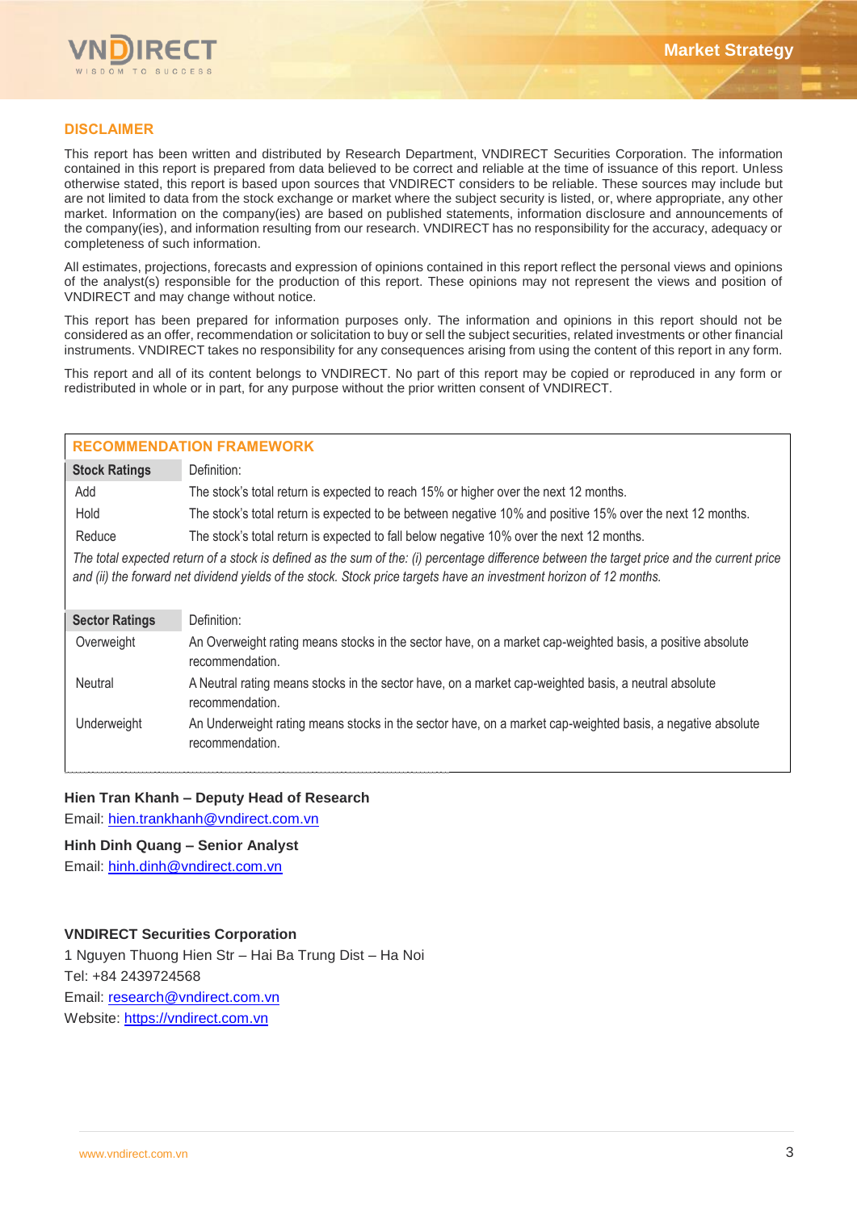## DISCLAIMER

This report has been written and distributed by Research Department, VNDIRECT Securities Corporation. The information contained in this report is prepared from data believed to be correct and reliable at the time of issuance of this report. Unless otherwise stated, this report is based upon sources that VNDIRECT considers to be reliable. These sources may include but are not limited to data from the stock exchange or market where the subject security is listed, or, where appropriate, any other market. Information on the company(ies) are based on published statements, information disclosure and announcements of the company(ies), and information resulting from our research. VNDIRECT has no responsibility for the accuracy, adequacy or completeness of such information.

All estimates, projections, forecasts and expression of opinions contained in this report reflect the personal views and opinions of the analyst(s) responsible for the production of this report. These opinions may not represent the views and position of VNDIRECT and may change without notice.

This report has been prepared for information purposes only. The information and opinions in this report should not be considered as an offer, recommendation or solicitation to buy or sell the subject securities, related investments or other financial instruments. VNDIRECT takes no responsibility for any consequences arising from using the content of this report in any form.

This report and all of its content belongs to VNDIRECT. No part of this report may be copied or reproduced in any form or redistributed in whole or in part, for any purpose without the prior written consent of VNDIRECT.

## RECOMMENDATION FRAMEWORK

| Stock Ratings | Definition: |
|---|---|
| Add | The stock's total return is expected to reach 15% or higher over the next 12 months. |
| Hold | The stock's total return is expected to be between negative 10% and positive 15% over the next 12 months. |
| Reduce | The stock's total return is expected to fall below negative 10% over the next 12 months. |

*The total expected return of a stock is defined as the sum of the: (i) percentage difference between the target price and the current price and (ii) the forward net dividend yields of the stock. Stock price targets have an investment horizon of 12 months.*

| Sector Ratings | Definition: |
|---|---|
| Overweight | An Overweight rating means stocks in the sector have, on a market cap-weighted basis, a positive absolute recommendation. |
| Neutral | A Neutral rating means stocks in the sector have, on a market cap-weighted basis, a neutral absolute recommendation. |
| Underweight | An Underweight rating means stocks in the sector have, on a market cap-weighted basis, a negative absolute recommendation. |

**Hien Tran Khanh – Deputy Head of Research**

Email: hien.trankhanh@vndirect.com.vn

**Hinh Dinh Quang – Senior Analyst**

Email: hinh.dinh@vndirect.com.vn

**VNDIRECT Securities Corporation**

1 Nguyen Thuong Hien Str – Hai Ba Trung Dist – Ha Noi

Tel: +84 2439724568

Email: research@vndirect.com.vn

Website: https://vndirect.com.vn